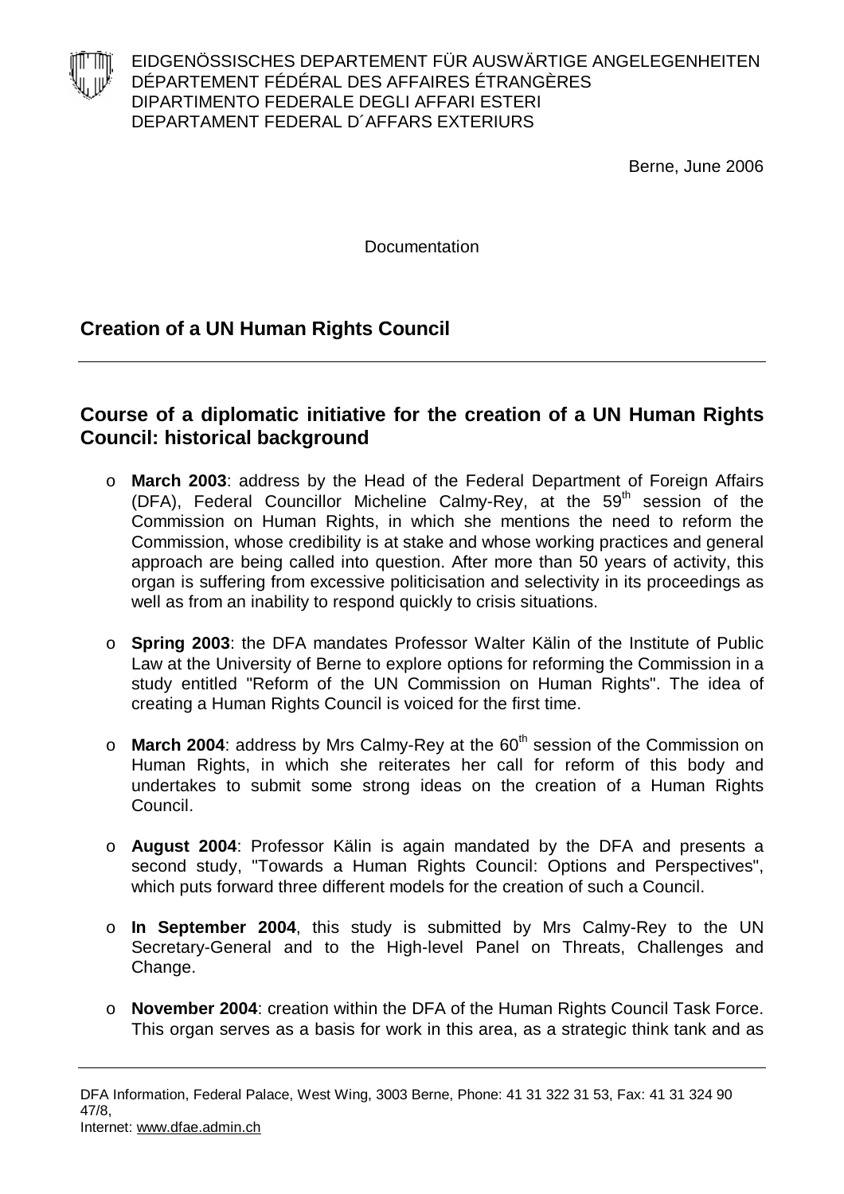EIDGENÖSSISCHES DEPARTEMENT FÜR AUSWÄRTIGE ANGELEGENHEITEN
DÉPARTEMENT FÉDÉRAL DES AFFAIRES ÉTRANGÈRES
DIPARTIMENTO FEDERALE DEGLI AFFARI ESTERI
DEPARTAMENT FEDERAL D´AFFARS EXTERIURS

Berne, June 2006

Documentation

## Creation of a UN Human Rights Council

## Course of a diplomatic initiative for the creation of a UN Human Rights Council: historical background

- **March 2003**: address by the Head of the Federal Department of Foreign Affairs (DFA), Federal Councillor Micheline Calmy-Rey, at the 59th session of the Commission on Human Rights, in which she mentions the need to reform the Commission, whose credibility is at stake and whose working practices and general approach are being called into question. After more than 50 years of activity, this organ is suffering from excessive politicisation and selectivity in its proceedings as well as from an inability to respond quickly to crisis situations.

- **Spring 2003**: the DFA mandates Professor Walter Kälin of the Institute of Public Law at the University of Berne to explore options for reforming the Commission in a study entitled "Reform of the UN Commission on Human Rights". The idea of creating a Human Rights Council is voiced for the first time.

- **March 2004**: address by Mrs Calmy-Rey at the 60th session of the Commission on Human Rights, in which she reiterates her call for reform of this body and undertakes to submit some strong ideas on the creation of a Human Rights Council.

- **August 2004**: Professor Kälin is again mandated by the DFA and presents a second study, "Towards a Human Rights Council: Options and Perspectives", which puts forward three different models for the creation of such a Council.

- **In September 2004**, this study is submitted by Mrs Calmy-Rey to the UN Secretary-General and to the High-level Panel on Threats, Challenges and Change.

- **November 2004**: creation within the DFA of the Human Rights Council Task Force. This organ serves as a basis for work in this area, as a strategic think tank and as

DFA Information, Federal Palace, West Wing, 3003 Berne, Phone: 41 31 322 31 53, Fax: 41 31 324 90 47/8,
Internet: www.dfae.admin.ch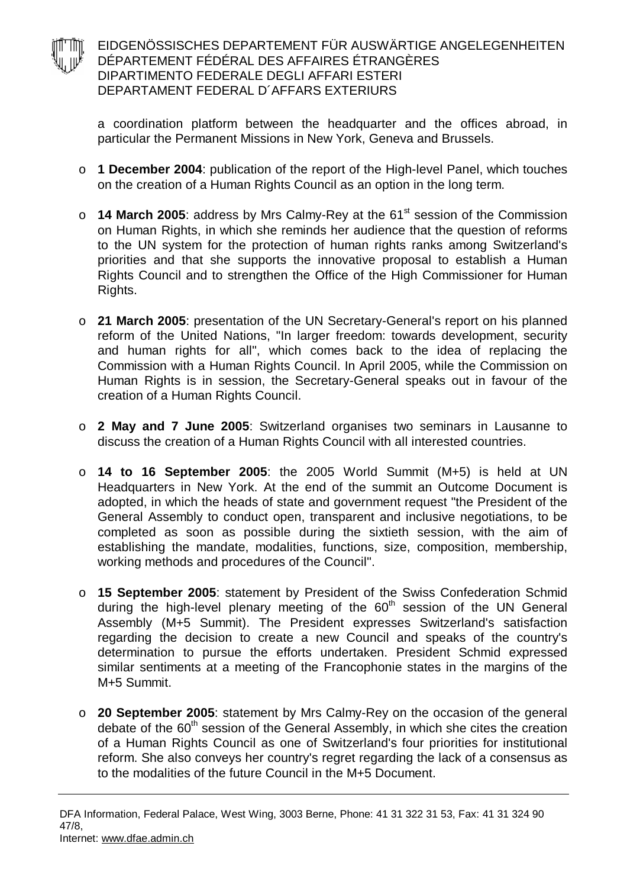a coordination platform between the headquarter and the offices abroad, in particular the Permanent Missions in New York, Geneva and Brussels.

- **1 December 2004**: publication of the report of the High-level Panel, which touches on the creation of a Human Rights Council as an option in the long term.

- **14 March 2005**: address by Mrs Calmy-Rey at the 61st session of the Commission on Human Rights, in which she reminds her audience that the question of reforms to the UN system for the protection of human rights ranks among Switzerland's priorities and that she supports the innovative proposal to establish a Human Rights Council and to strengthen the Office of the High Commissioner for Human Rights.

- **21 March 2005**: presentation of the UN Secretary-General's report on his planned reform of the United Nations, "In larger freedom: towards development, security and human rights for all", which comes back to the idea of replacing the Commission with a Human Rights Council. In April 2005, while the Commission on Human Rights is in session, the Secretary-General speaks out in favour of the creation of a Human Rights Council.

- **2 May and 7 June 2005**: Switzerland organises two seminars in Lausanne to discuss the creation of a Human Rights Council with all interested countries.

- **14 to 16 September 2005**: the 2005 World Summit (M+5) is held at UN Headquarters in New York. At the end of the summit an Outcome Document is adopted, in which the heads of state and government request "the President of the General Assembly to conduct open, transparent and inclusive negotiations, to be completed as soon as possible during the sixtieth session, with the aim of establishing the mandate, modalities, functions, size, composition, membership, working methods and procedures of the Council".

- **15 September 2005**: statement by President of the Swiss Confederation Schmid during the high-level plenary meeting of the 60th session of the UN General Assembly (M+5 Summit). The President expresses Switzerland's satisfaction regarding the decision to create a new Council and speaks of the country's determination to pursue the efforts undertaken. President Schmid expressed similar sentiments at a meeting of the Francophonie states in the margins of the M+5 Summit.

- **20 September 2005**: statement by Mrs Calmy-Rey on the occasion of the general debate of the 60th session of the General Assembly, in which she cites the creation of a Human Rights Council as one of Switzerland's four priorities for institutional reform. She also conveys her country's regret regarding the lack of a consensus as to the modalities of the future Council in the M+5 Document.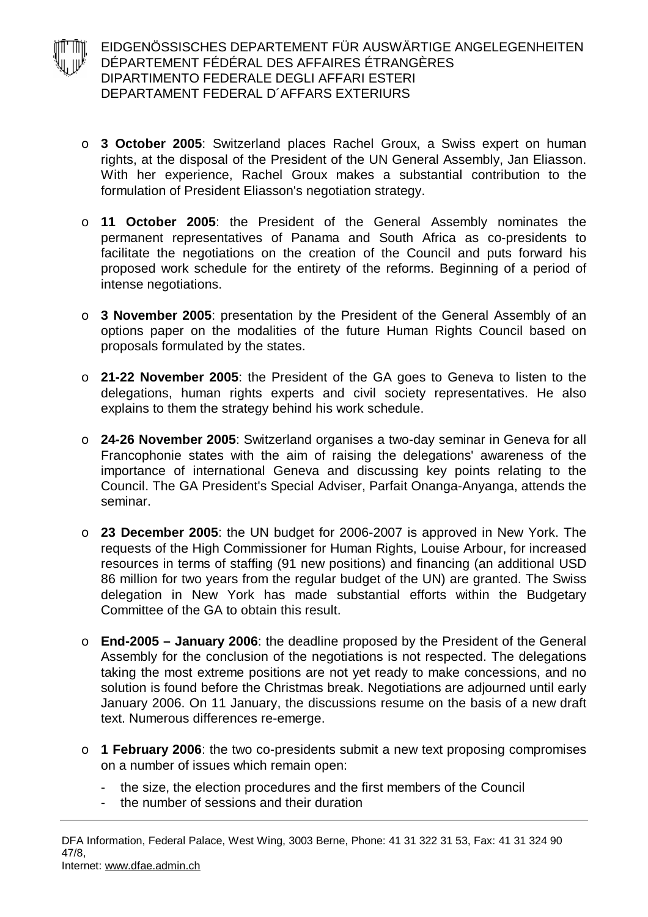- **3 October 2005**: Switzerland places Rachel Groux, a Swiss expert on human rights, at the disposal of the President of the UN General Assembly, Jan Eliasson. With her experience, Rachel Groux makes a substantial contribution to the formulation of President Eliasson's negotiation strategy.

- **11 October 2005**: the President of the General Assembly nominates the permanent representatives of Panama and South Africa as co-presidents to facilitate the negotiations on the creation of the Council and puts forward his proposed work schedule for the entirety of the reforms. Beginning of a period of intense negotiations.

- **3 November 2005**: presentation by the President of the General Assembly of an options paper on the modalities of the future Human Rights Council based on proposals formulated by the states.

- **21-22 November 2005**: the President of the GA goes to Geneva to listen to the delegations, human rights experts and civil society representatives. He also explains to them the strategy behind his work schedule.

- **24-26 November 2005**: Switzerland organises a two-day seminar in Geneva for all Francophonie states with the aim of raising the delegations' awareness of the importance of international Geneva and discussing key points relating to the Council. The GA President's Special Adviser, Parfait Onanga-Anyanga, attends the seminar.

- **23 December 2005**: the UN budget for 2006-2007 is approved in New York. The requests of the High Commissioner for Human Rights, Louise Arbour, for increased resources in terms of staffing (91 new positions) and financing (an additional USD 86 million for two years from the regular budget of the UN) are granted. The Swiss delegation in New York has made substantial efforts within the Budgetary Committee of the GA to obtain this result.

- **End-2005 – January 2006**: the deadline proposed by the President of the General Assembly for the conclusion of the negotiations is not respected. The delegations taking the most extreme positions are not yet ready to make concessions, and no solution is found before the Christmas break. Negotiations are adjourned until early January 2006. On 11 January, the discussions resume on the basis of a new draft text. Numerous differences re-emerge.

- **1 February 2006**: the two co-presidents submit a new text proposing compromises on a number of issues which remain open:
  - the size, the election procedures and the first members of the Council
  - the number of sessions and their duration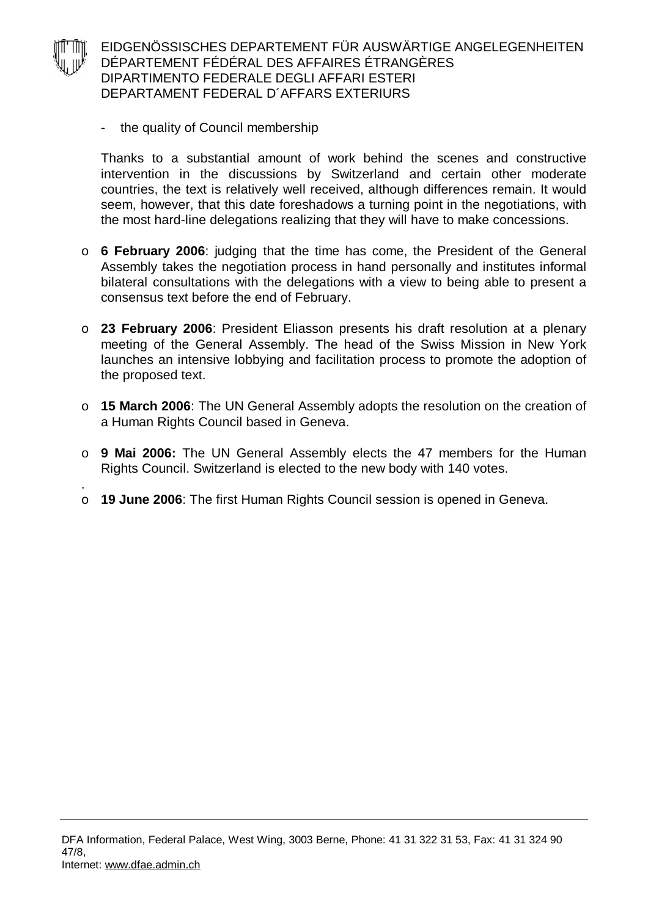- the quality of Council membership

Thanks to a substantial amount of work behind the scenes and constructive intervention in the discussions by Switzerland and certain other moderate countries, the text is relatively well received, although differences remain. It would seem, however, that this date foreshadows a turning point in the negotiations, with the most hard-line delegations realizing that they will have to make concessions.

- **6 February 2006**: judging that the time has come, the President of the General Assembly takes the negotiation process in hand personally and institutes informal bilateral consultations with the delegations with a view to being able to present a consensus text before the end of February.
- **23 February 2006**: President Eliasson presents his draft resolution at a plenary meeting of the General Assembly. The head of the Swiss Mission in New York launches an intensive lobbying and facilitation process to promote the adoption of the proposed text.
- **15 March 2006**: The UN General Assembly adopts the resolution on the creation of a Human Rights Council based in Geneva.
- **9 Mai 2006:** The UN General Assembly elects the 47 members for the Human Rights Council. Switzerland is elected to the new body with 140 votes.
- **19 June 2006**: The first Human Rights Council session is opened in Geneva.